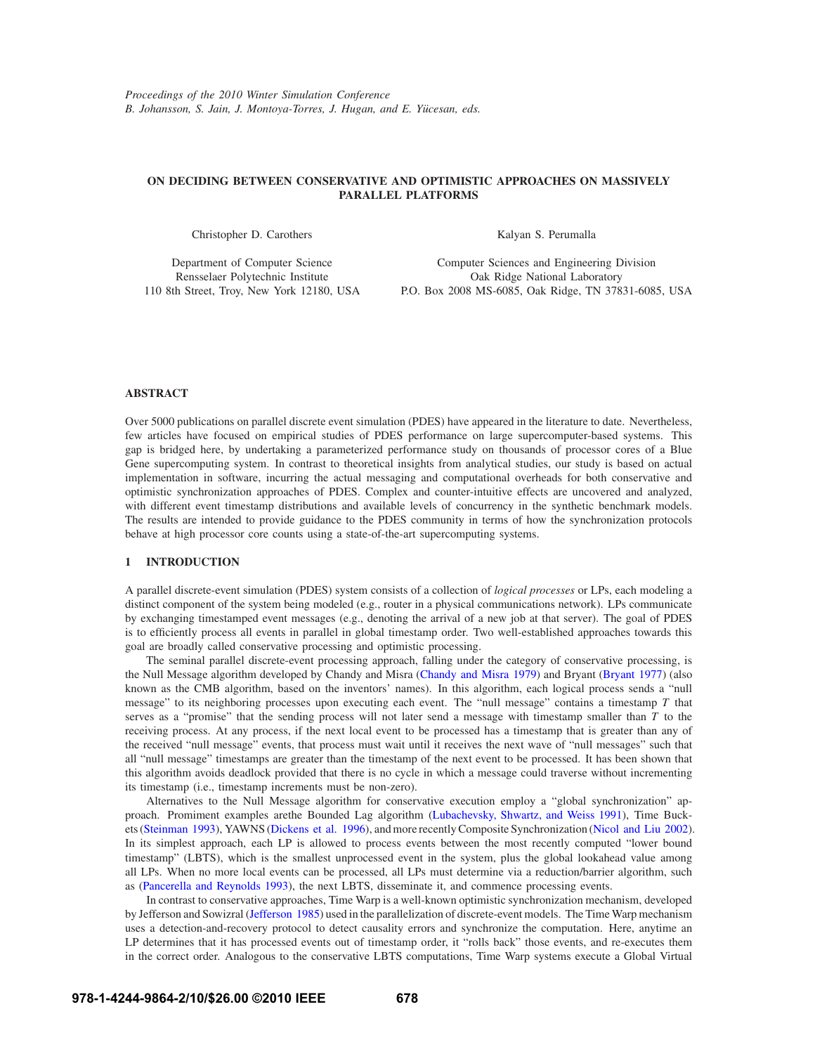# ON DECIDING BETWEEN CONSERVATIVE AND OPTIMISTIC APPROACHES ON MASSIVELY PARALLEL PLATFORMS

Christopher D. Carothers

Department of Computer Science
Rensselaer Polytechnic Institute
110 8th Street, Troy, New York 12180, USA

Kalyan S. Perumalla

Computer Sciences and Engineering Division
Oak Ridge National Laboratory
P.O. Box 2008 MS-6085, Oak Ridge, TN 37831-6085, USA

## ABSTRACT

Over 5000 publications on parallel discrete event simulation (PDES) have appeared in the literature to date. Nevertheless, few articles have focused on empirical studies of PDES performance on large supercomputer-based systems. This gap is bridged here, by undertaking a parameterized performance study on thousands of processor cores of a Blue Gene supercomputing system. In contrast to theoretical insights from analytical studies, our study is based on actual implementation in software, incurring the actual messaging and computational overheads for both conservative and optimistic synchronization approaches of PDES. Complex and counter-intuitive effects are uncovered and analyzed, with different event timestamp distributions and available levels of concurrency in the synthetic benchmark models. The results are intended to provide guidance to the PDES community in terms of how the synchronization protocols behave at high processor core counts using a state-of-the-art supercomputing systems.

## 1 INTRODUCTION

A parallel discrete-event simulation (PDES) system consists of a collection of *logical processes* or LPs, each modeling a distinct component of the system being modeled (e.g., router in a physical communications network). LPs communicate by exchanging timestamped event messages (e.g., denoting the arrival of a new job at that server). The goal of PDES is to efficiently process all events in parallel in global timestamp order. Two well-established approaches towards this goal are broadly called conservative processing and optimistic processing.

The seminal parallel discrete-event processing approach, falling under the category of conservative processing, is the Null Message algorithm developed by Chandy and Misra (Chandy and Misra 1979) and Bryant (Bryant 1977) (also known as the CMB algorithm, based on the inventors' names). In this algorithm, each logical process sends a "null message" to its neighboring processes upon executing each event. The "null message" contains a timestamp $T$ that serves as a "promise" that the sending process will not later send a message with timestamp smaller than $T$ to the receiving process. At any process, if the next local event to be processed has a timestamp that is greater than any of the received "null message" events, that process must wait until it receives the next wave of "null messages" such that all "null message" timestamps are greater than the timestamp of the next event to be processed. It has been shown that this algorithm avoids deadlock provided that there is no cycle in which a message could traverse without incrementing its timestamp (i.e., timestamp increments must be non-zero).

Alternatives to the Null Message algorithm for conservative execution employ a "global synchronization" approach. Promiment examples arethe Bounded Lag algorithm (Lubachevsky, Shwartz, and Weiss 1991), Time Buckets (Steinman 1993), YAWNS (Dickens et al. 1996), and more recently Composite Synchronization (Nicol and Liu 2002). In its simplest approach, each LP is allowed to process events between the most recently computed "lower bound timestamp" (LBTS), which is the smallest unprocessed event in the system, plus the global lookahead value among all LPs. When no more local events can be processed, all LPs must determine via a reduction/barrier algorithm, such as (Pancerella and Reynolds 1993), the next LBTS, disseminate it, and commence processing events.

In contrast to conservative approaches, Time Warp is a well-known optimistic synchronization mechanism, developed by Jefferson and Sowizral (Jefferson 1985) used in the parallelization of discrete-event models. The Time Warp mechanism uses a detection-and-recovery protocol to detect causality errors and synchronize the computation. Here, anytime an LP determines that it has processed events out of timestamp order, it "rolls back" those events, and re-executes them in the correct order. Analogous to the conservative LBTS computations, Time Warp systems execute a Global Virtual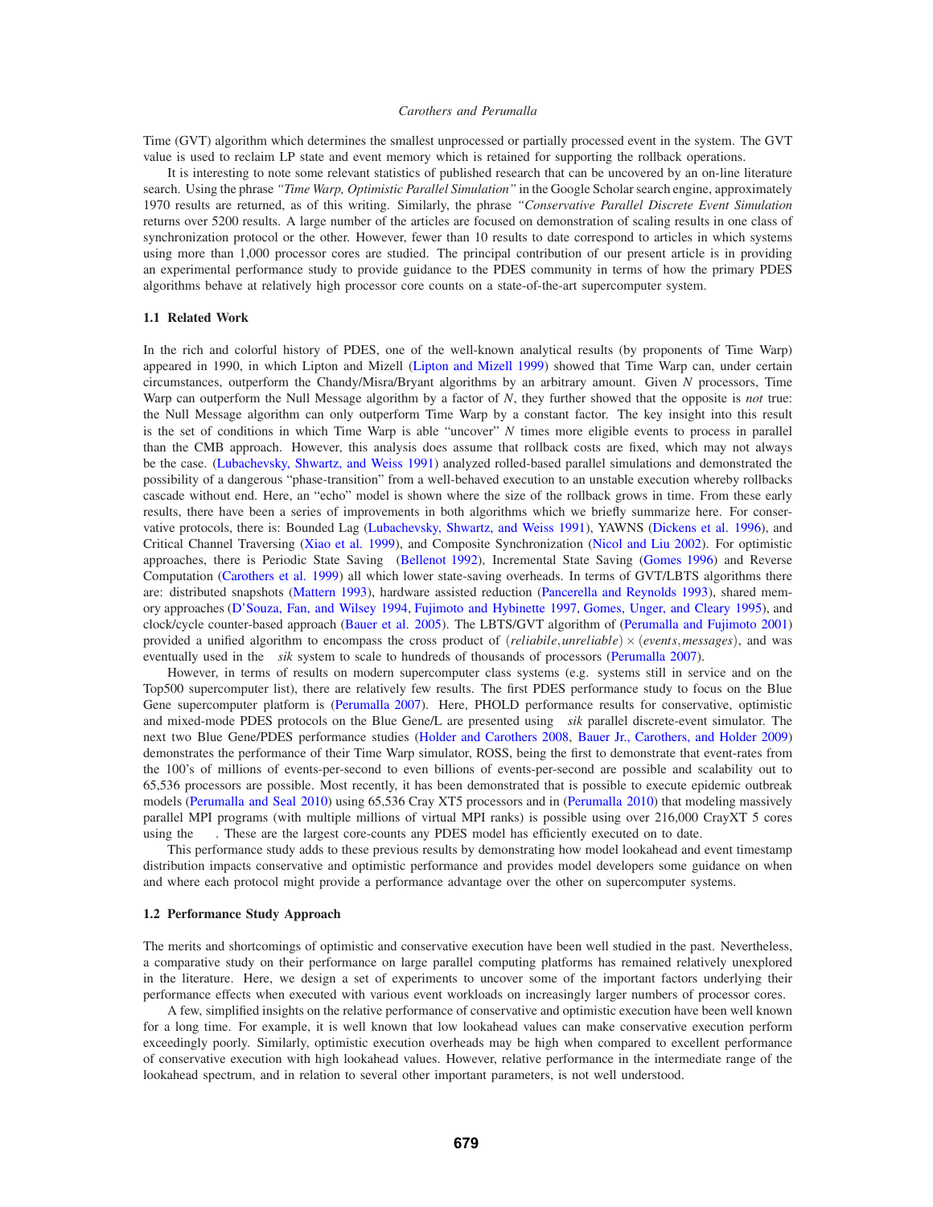Time (GVT) algorithm which determines the smallest unprocessed or partially processed event in the system. The GVT value is used to reclaim LP state and event memory which is retained for supporting the rollback operations.

It is interesting to note some relevant statistics of published research that can be uncovered by an on-line literature search. Using the phrase *"Time Warp, Optimistic Parallel Simulation"* in the Google Scholar search engine, approximately 1970 results are returned, as of this writing. Similarly, the phrase *"Conservative Parallel Discrete Event Simulation* returns over 5200 results. A large number of the articles are focused on demonstration of scaling results in one class of synchronization protocol or the other. However, fewer than 10 results to date correspond to articles in which systems using more than 1,000 processor cores are studied. The principal contribution of our present article is in providing an experimental performance study to provide guidance to the PDES community in terms of how the primary PDES algorithms behave at relatively high processor core counts on a state-of-the-art supercomputer system.

### 1.1 Related Work

In the rich and colorful history of PDES, one of the well-known analytical results (by proponents of Time Warp) appeared in 1990, in which Lipton and Mizell (Lipton and Mizell 1999) showed that Time Warp can, under certain circumstances, outperform the Chandy/Misra/Bryant algorithms by an arbitrary amount. Given $N$ processors, Time Warp can outperform the Null Message algorithm by a factor of $N$, they further showed that the opposite is *not* true: the Null Message algorithm can only outperform Time Warp by a constant factor. The key insight into this result is the set of conditions in which Time Warp is able "uncover" $N$ times more eligible events to process in parallel than the CMB approach. However, this analysis does assume that rollback costs are fixed, which may not always be the case. (Lubachevsky, Shwartz, and Weiss 1991) analyzed rolled-based parallel simulations and demonstrated the possibility of a dangerous "phase-transition" from a well-behaved execution to an unstable execution whereby rollbacks cascade without end. Here, an "echo" model is shown where the size of the rollback grows in time. From these early results, there have been a series of improvements in both algorithms which we briefly summarize here. For conservative protocols, there is: Bounded Lag (Lubachevsky, Shwartz, and Weiss 1991), YAWNS (Dickens et al. 1996), and Critical Channel Traversing (Xiao et al. 1999), and Composite Synchronization (Nicol and Liu 2002). For optimistic approaches, there is Periodic State Saving (Bellenot 1992), Incremental State Saving (Gomes 1996) and Reverse Computation (Carothers et al. 1999) all which lower state-saving overheads. In terms of GVT/LBTS algorithms there are: distributed snapshots (Mattern 1993), hardware assisted reduction (Pancerella and Reynolds 1993), shared memory approaches (D'Souza, Fan, and Wilsey 1994, Fujimoto and Hybinette 1997, Gomes, Unger, and Cleary 1995), and clock/cycle counter-based approach (Bauer et al. 2005). The LBTS/GVT algorithm of (Perumalla and Fujimoto 2001) provided a unified algorithm to encompass the cross product of $(reliabile, unreliable) \times (events, messages)$, and was eventually used in the $\mu sik$ system to scale to hundreds of thousands of processors (Perumalla 2007).

However, in terms of results on modern supercomputer class systems (e.g. systems still in service and on the Top500 supercomputer list), there are relatively few results. The first PDES performance study to focus on the Blue Gene supercomputer platform is (Perumalla 2007). Here, PHOLD performance results for conservative, optimistic and mixed-mode PDES protocols on the Blue Gene/L are presented using $\mu sik$ parallel discrete-event simulator. The next two Blue Gene/PDES performance studies (Holder and Carothers 2008, Bauer Jr., Carothers, and Holder 2009) demonstrates the performance of their Time Warp simulator, ROSS, being the first to demonstrate that event-rates from the 100's of millions of events-per-second to even billions of events-per-second are possible and scalability out to 65,536 processors are possible. Most recently, it has been demonstrated that is possible to execute epidemic outbreak models (Perumalla and Seal 2010) using 65,536 Cray XT5 processors and in (Perumalla 2010) that modeling massively parallel MPI programs (with multiple millions of virtual MPI ranks) is possible using over 216,000 CrayXT 5 cores using the $\mu\pi$. These are the largest core-counts any PDES model has efficiently executed on to date.

This performance study adds to these previous results by demonstrating how model lookahead and event timestamp distribution impacts conservative and optimistic performance and provides model developers some guidance on when and where each protocol might provide a performance advantage over the other on supercomputer systems.

### 1.2 Performance Study Approach

The merits and shortcomings of optimistic and conservative execution have been well studied in the past. Nevertheless, a comparative study on their performance on large parallel computing platforms has remained relatively unexplored in the literature. Here, we design a set of experiments to uncover some of the important factors underlying their performance effects when executed with various event workloads on increasingly larger numbers of processor cores.

A few, simplified insights on the relative performance of conservative and optimistic execution have been well known for a long time. For example, it is well known that low lookahead values can make conservative execution perform exceedingly poorly. Similarly, optimistic execution overheads may be high when compared to excellent performance of conservative execution with high lookahead values. However, relative performance in the intermediate range of the lookahead spectrum, and in relation to several other important parameters, is not well understood.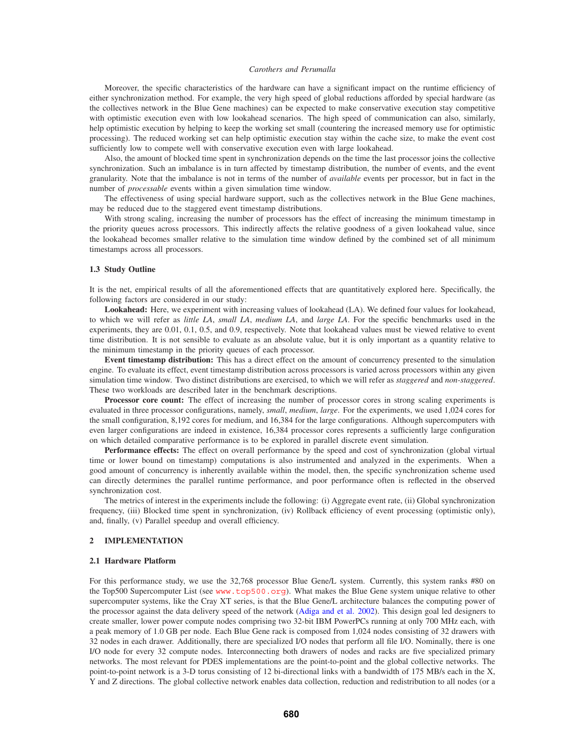Moreover, the specific characteristics of the hardware can have a significant impact on the runtime efficiency of either synchronization method. For example, the very high speed of global reductions afforded by special hardware (as the collectives network in the Blue Gene machines) can be expected to make conservative execution stay competitive with optimistic execution even with low lookahead scenarios. The high speed of communication can also, similarly, help optimistic execution by helping to keep the working set small (countering the increased memory use for optimistic processing). The reduced working set can help optimistic execution stay within the cache size, to make the event cost sufficiently low to compete well with conservative execution even with large lookahead.

Also, the amount of blocked time spent in synchronization depends on the time the last processor joins the collective synchronization. Such an imbalance is in turn affected by timestamp distribution, the number of events, and the event granularity. Note that the imbalance is not in terms of the number of *available* events per processor, but in fact in the number of *processable* events within a given simulation time window.

The effectiveness of using special hardware support, such as the collectives network in the Blue Gene machines, may be reduced due to the staggered event timestamp distributions.

With strong scaling, increasing the number of processors has the effect of increasing the minimum timestamp in the priority queues across processors. This indirectly affects the relative goodness of a given lookahead value, since the lookahead becomes smaller relative to the simulation time window defined by the combined set of all minimum timestamps across all processors.

### 1.3 Study Outline

It is the net, empirical results of all the aforementioned effects that are quantitatively explored here. Specifically, the following factors are considered in our study:

**Lookahead:** Here, we experiment with increasing values of lookahead (LA). We defined four values for lookahead, to which we will refer as *little LA*, *small LA*, *medium LA*, and *large LA*. For the specific benchmarks used in the experiments, they are 0.01, 0.1, 0.5, and 0.9, respectively. Note that lookahead values must be viewed relative to event time distribution. It is not sensible to evaluate as an absolute value, but it is only important as a quantity relative to the minimum timestamp in the priority queues of each processor.

**Event timestamp distribution:** This has a direct effect on the amount of concurrency presented to the simulation engine. To evaluate its effect, event timestamp distribution across processors is varied across processors within any given simulation time window. Two distinct distributions are exercised, to which we will refer as *staggered* and *non-staggered*. These two workloads are described later in the benchmark descriptions.

**Processor core count:** The effect of increasing the number of processor cores in strong scaling experiments is evaluated in three processor configurations, namely, *small*, *medium*, *large*. For the experiments, we used 1,024 cores for the small configuration, 8,192 cores for medium, and 16,384 for the large configurations. Although supercomputers with even larger configurations are indeed in existence, 16,384 processor cores represents a sufficiently large configuration on which detailed comparative performance is to be explored in parallel discrete event simulation.

**Performance effects:** The effect on overall performance by the speed and cost of synchronization (global virtual time or lower bound on timestamp) computations is also instrumented and analyzed in the experiments. When a good amount of concurrency is inherently available within the model, then, the specific synchronization scheme used can directly determines the parallel runtime performance, and poor performance often is reflected in the observed synchronization cost.

The metrics of interest in the experiments include the following: (i) Aggregate event rate, (ii) Global synchronization frequency, (iii) Blocked time spent in synchronization, (iv) Rollback efficiency of event processing (optimistic only), and, finally, (v) Parallel speedup and overall efficiency.

## 2 IMPLEMENTATION

### 2.1 Hardware Platform

For this performance study, we use the 32,768 processor Blue Gene/L system. Currently, this system ranks #80 on the Top500 Supercomputer List (see www.top500.org). What makes the Blue Gene system unique relative to other supercomputer systems, like the Cray XT series, is that the Blue Gene/L architecture balances the computing power of the processor against the data delivery speed of the network (Adiga and et al. 2002). This design goal led designers to create smaller, lower power compute nodes comprising two 32-bit IBM PowerPCs running at only 700 MHz each, with a peak memory of 1.0 GB per node. Each Blue Gene rack is composed from 1,024 nodes consisting of 32 drawers with 32 nodes in each drawer. Additionally, there are specialized I/O nodes that perform all file I/O. Nominally, there is one I/O node for every 32 compute nodes. Interconnecting both drawers of nodes and racks are five specialized primary networks. The most relevant for PDES implementations are the point-to-point and the global collective networks. The point-to-point network is a 3-D torus consisting of 12 bi-directional links with a bandwidth of 175 MB/s each in the X, Y and Z directions. The global collective network enables data collection, reduction and redistribution to all nodes (or a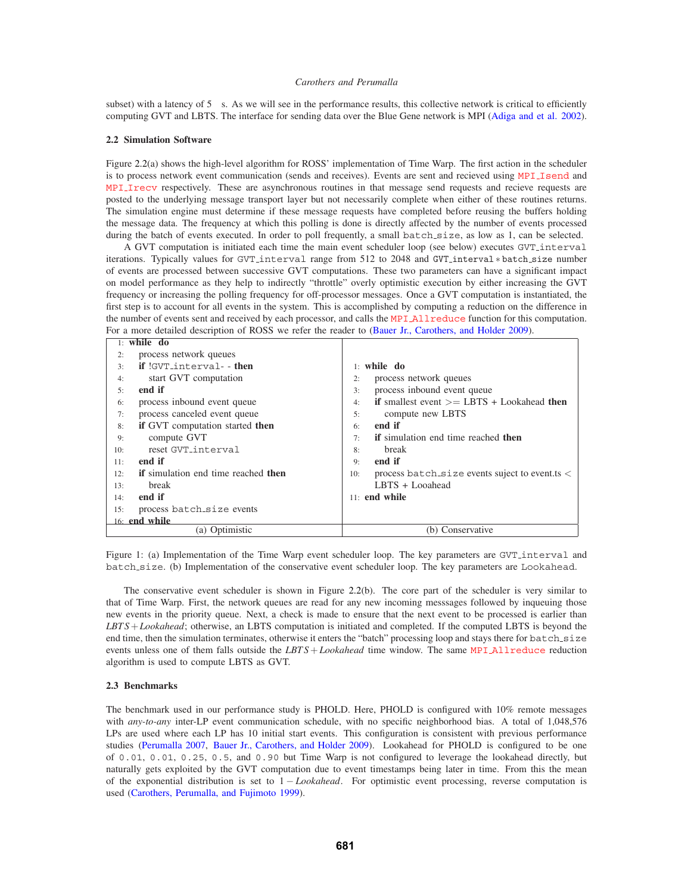subset) with a latency of 5 s. As we will see in the performance results, this collective network is critical to efficiently computing GVT and LBTS. The interface for sending data over the Blue Gene network is MPI (Adiga and et al. 2002).

### 2.2 Simulation Software

Figure 2.2(a) shows the high-level algorithm for ROSS' implementation of Time Warp. The first action in the scheduler is to process network event communication (sends and receives). Events are sent and recieved using `MPI_Isend` and `MPI_Irecv` respectively. These are asynchronous routines in that message send requests and recieve requests are posted to the underlying message transport layer but not necessarily complete when either of these routines returns. The simulation engine must determine if these message requests have completed before reusing the buffers holding the message data. The frequency at which this polling is done is directly affected by the number of events processed during the batch of events executed. In order to poll frequently, a small `batch_size`, as low as 1, can be selected.

A GVT computation is initiated each time the main event scheduler loop (see below) executes `GVT_interval` iterations. Typically values for `GVT_interval` range from 512 to 2048 and `GVT_interval` $*$ `batch_size` number of events are processed between successive GVT computations. These two parameters can have a significant impact on model performance as they help to indirectly "throttle" overly optimistic execution by either increasing the GVT frequency or increasing the polling frequency for off-processor messages. Once a GVT computation is instantiated, the first step is to account for all events in the system. This is accomplished by computing a reduction on the difference in the number of events sent and received by each processor, and calls the `MPI_Allreduce` function for this computation. For a more detailed description of ROSS we refer the reader to (Bauer Jr., Carothers, and Holder 2009).

(a) Optimistic

```
1:  while do
2:      process network queues
3:      if !GVT_interval- - then
4:          start GVT computation
5:      end if
6:      process inbound event queue
7:      process canceled event queue
8:      if GVT computation started then
9:          compute GVT
10:         reset GVT_interval
11:     end if
12:     if simulation end time reached then
13:         break
14:     end if
15:     process batch_size events
16: end while
```

(b) Conservative

```
1:  while do
2:      process network queues
3:      process inbound event queue
4:      if smallest event >= LBTS + Lookahead then
5:          compute new LBTS
6:      end if
7:      if simulation end time reached then
8:          break
9:      end if
10:     process batch_size events suject to event.ts <
        LBTS + Looahead
11: end while
```

Figure 1: (a) Implementation of the Time Warp event scheduler loop. The key parameters are `GVT_interval` and `batch_size`. (b) Implementation of the conservative event scheduler loop. The key parameters are `Lookahead`.

The conservative event scheduler is shown in Figure 2.2(b). The core part of the scheduler is very similar to that of Time Warp. First, the network queues are read for any new incoming messsages followed by inqueuing those new events in the priority queue. Next, a check is made to ensure that the next event to be processed is earlier than $LBTS + Lookahead$; otherwise, an LBTS computation is initiated and completed. If the computed LBTS is beyond the end time, then the simulation terminates, otherwise it enters the "batch" processing loop and stays there for `batch_size` events unless one of them falls outside the $LBTS + Lookahead$ time window. The same `MPI_Allreduce` reduction algorithm is used to compute LBTS as GVT.

### 2.3 Benchmarks

The benchmark used in our performance study is PHOLD. Here, PHOLD is configured with 10% remote messages with *any-to-any* inter-LP event communication schedule, with no specific neighborhood bias. A total of 1,048,576 LPs are used where each LP has 10 initial start events. This configuration is consistent with previous performance studies (Perumalla 2007, Bauer Jr., Carothers, and Holder 2009). Lookahead for PHOLD is configured to be one of `0.01`, `0.01`, `0.25`, `0.5`, and `0.90` but Time Warp is not configured to leverage the lookahead directly, but naturally gets exploited by the GVT computation due to event timestamps being later in time. From this the mean of the exponential distribution is set to $1 - Lookahead$. For optimistic event processing, reverse computation is used (Carothers, Perumalla, and Fujimoto 1999).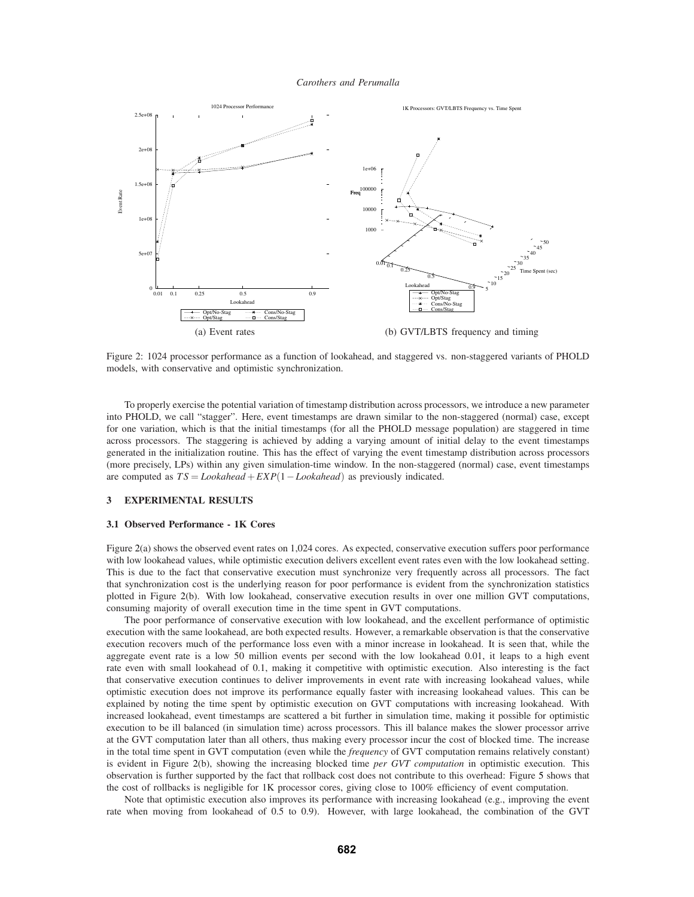(a) Event rates

(b) GVT/LBTS frequency and timing

Figure 2: 1024 processor performance as a function of lookahead, and staggered vs. non-staggered variants of PHOLD models, with conservative and optimistic synchronization.

To properly exercise the potential variation of timestamp distribution across processors, we introduce a new parameter into PHOLD, we call "stagger". Here, event timestamps are drawn similar to the non-staggered (normal) case, except for one variation, which is that the initial timestamps (for all the PHOLD message population) are staggered in time across processors. The staggering is achieved by adding a varying amount of initial delay to the event timestamps generated in the initialization routine. This has the effect of varying the event timestamp distribution across processors (more precisely, LPs) within any given simulation-time window. In the non-staggered (normal) case, event timestamps are computed as $TS = Lookahead + EXP(1 - Lookahead)$ as previously indicated.

## 3 EXPERIMENTAL RESULTS

### 3.1 Observed Performance - 1K Cores

Figure 2(a) shows the observed event rates on 1,024 cores. As expected, conservative execution suffers poor performance with low lookahead values, while optimistic execution delivers excellent event rates even with the low lookahead setting. This is due to the fact that conservative execution must synchronize very frequently across all processors. The fact that synchronization cost is the underlying reason for poor performance is evident from the synchronization statistics plotted in Figure 2(b). With low lookahead, conservative execution results in over one million GVT computations, consuming majority of overall execution time in the time spent in GVT computations.

The poor performance of conservative execution with low lookahead, and the excellent performance of optimistic execution with the same lookahead, are both expected results. However, a remarkable observation is that the conservative execution recovers much of the performance loss even with a minor increase in lookahead. It is seen that, while the aggregate event rate is a low 50 million events per second with the low lookahead 0.01, it leaps to a high event rate even with small lookahead of 0.1, making it competitive with optimistic execution. Also interesting is the fact that conservative execution continues to deliver improvements in event rate with increasing lookahead values, while optimistic execution does not improve its performance equally faster with increasing lookahead values. This can be explained by noting the time spent by optimistic execution on GVT computations with increasing lookahead. With increased lookahead, event timestamps are scattered a bit further in simulation time, making it possible for optimistic execution to be ill balanced (in simulation time) across processors. This ill balance makes the slower processor arrive at the GVT computation later than all others, thus making every processor incur the cost of blocked time. The increase in the total time spent in GVT computation (even while the *frequency* of GVT computation remains relatively constant) is evident in Figure 2(b), showing the increasing blocked time *per GVT computation* in optimistic execution. This observation is further supported by the fact that rollback cost does not contribute to this overhead: Figure 5 shows that the cost of rollbacks is negligible for 1K processor cores, giving close to 100% efficiency of event computation.

Note that optimistic execution also improves its performance with increasing lookahead (e.g., improving the event rate when moving from lookahead of 0.5 to 0.9). However, with large lookahead, the combination of the GVT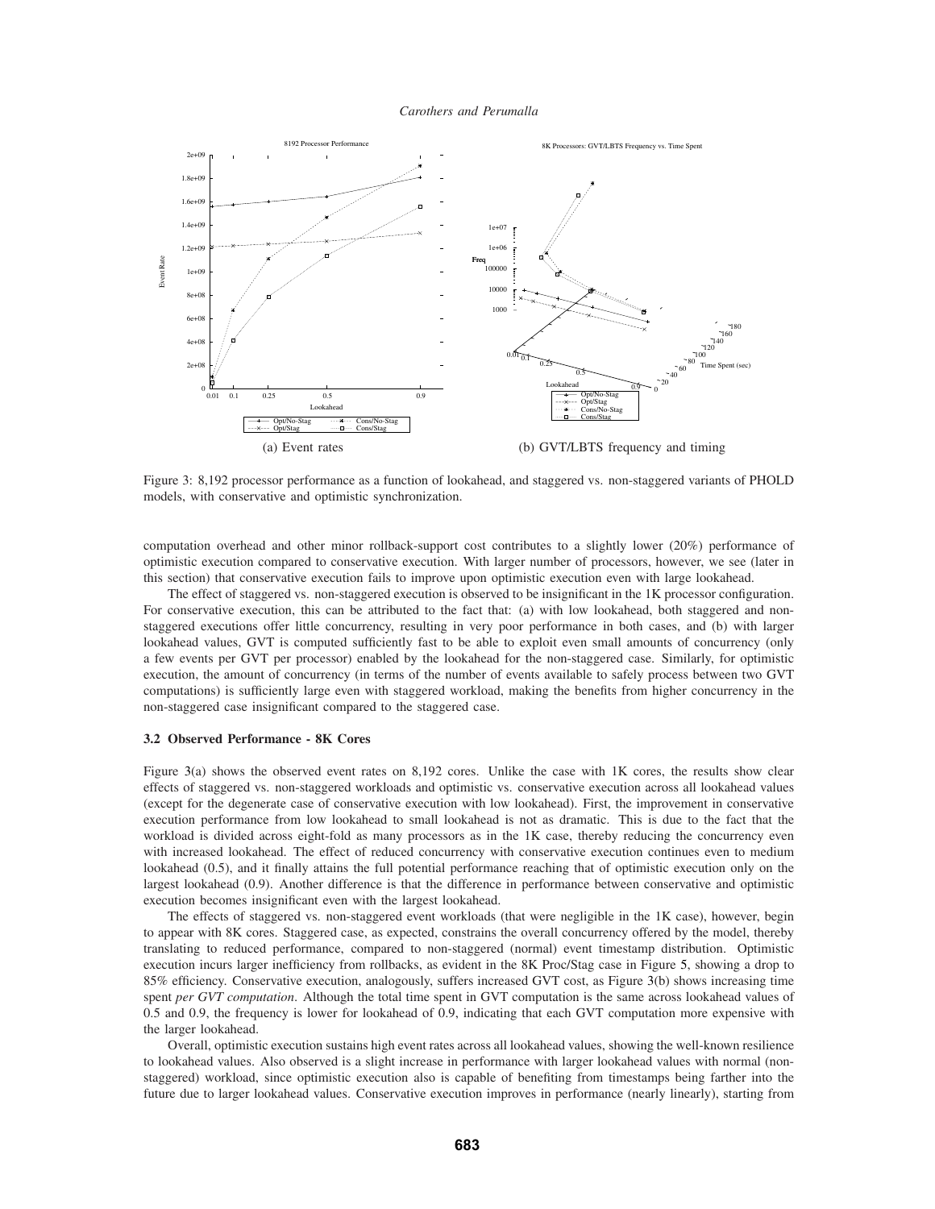(a) Event rates

(b) GVT/LBTS frequency and timing

Figure 3: 8,192 processor performance as a function of lookahead, and staggered vs. non-staggered variants of PHOLD models, with conservative and optimistic synchronization.

computation overhead and other minor rollback-support cost contributes to a slightly lower (20%) performance of optimistic execution compared to conservative execution. With larger number of processors, however, we see (later in this section) that conservative execution fails to improve upon optimistic execution even with large lookahead.

The effect of staggered vs. non-staggered execution is observed to be insignificant in the 1K processor configuration. For conservative execution, this can be attributed to the fact that: (a) with low lookahead, both staggered and non-staggered executions offer little concurrency, resulting in very poor performance in both cases, and (b) with larger lookahead values, GVT is computed sufficiently fast to be able to exploit even small amounts of concurrency (only a few events per GVT per processor) enabled by the lookahead for the non-staggered case. Similarly, for optimistic execution, the amount of concurrency (in terms of the number of events available to safely process between two GVT computations) is sufficiently large even with staggered workload, making the benefits from higher concurrency in the non-staggered case insignificant compared to the staggered case.

### 3.2 Observed Performance - 8K Cores

Figure 3(a) shows the observed event rates on 8,192 cores. Unlike the case with 1K cores, the results show clear effects of staggered vs. non-staggered workloads and optimistic vs. conservative execution across all lookahead values (except for the degenerate case of conservative execution with low lookahead). First, the improvement in conservative execution performance from low lookahead to small lookahead is not as dramatic. This is due to the fact that the workload is divided across eight-fold as many processors as in the 1K case, thereby reducing the concurrency even with increased lookahead. The effect of reduced concurrency with conservative execution continues even to medium lookahead (0.5), and it finally attains the full potential performance reaching that of optimistic execution only on the largest lookahead (0.9). Another difference is that the difference in performance between conservative and optimistic execution becomes insignificant even with the largest lookahead.

The effects of staggered vs. non-staggered event workloads (that were negligible in the 1K case), however, begin to appear with 8K cores. Staggered case, as expected, constrains the overall concurrency offered by the model, thereby translating to reduced performance, compared to non-staggered (normal) event timestamp distribution. Optimistic execution incurs larger inefficiency from rollbacks, as evident in the 8K Proc/Stag case in Figure 5, showing a drop to 85% efficiency. Conservative execution, analogously, suffers increased GVT cost, as Figure 3(b) shows increasing time spent *per GVT computation*. Although the total time spent in GVT computation is the same across lookahead values of 0.5 and 0.9, the frequency is lower for lookahead of 0.9, indicating that each GVT computation more expensive with the larger lookahead.

Overall, optimistic execution sustains high event rates across all lookahead values, showing the well-known resilience to lookahead values. Also observed is a slight increase in performance with larger lookahead values with normal (non-staggered) workload, since optimistic execution also is capable of benefiting from timestamps being farther into the future due to larger lookahead values. Conservative execution improves in performance (nearly linearly), starting from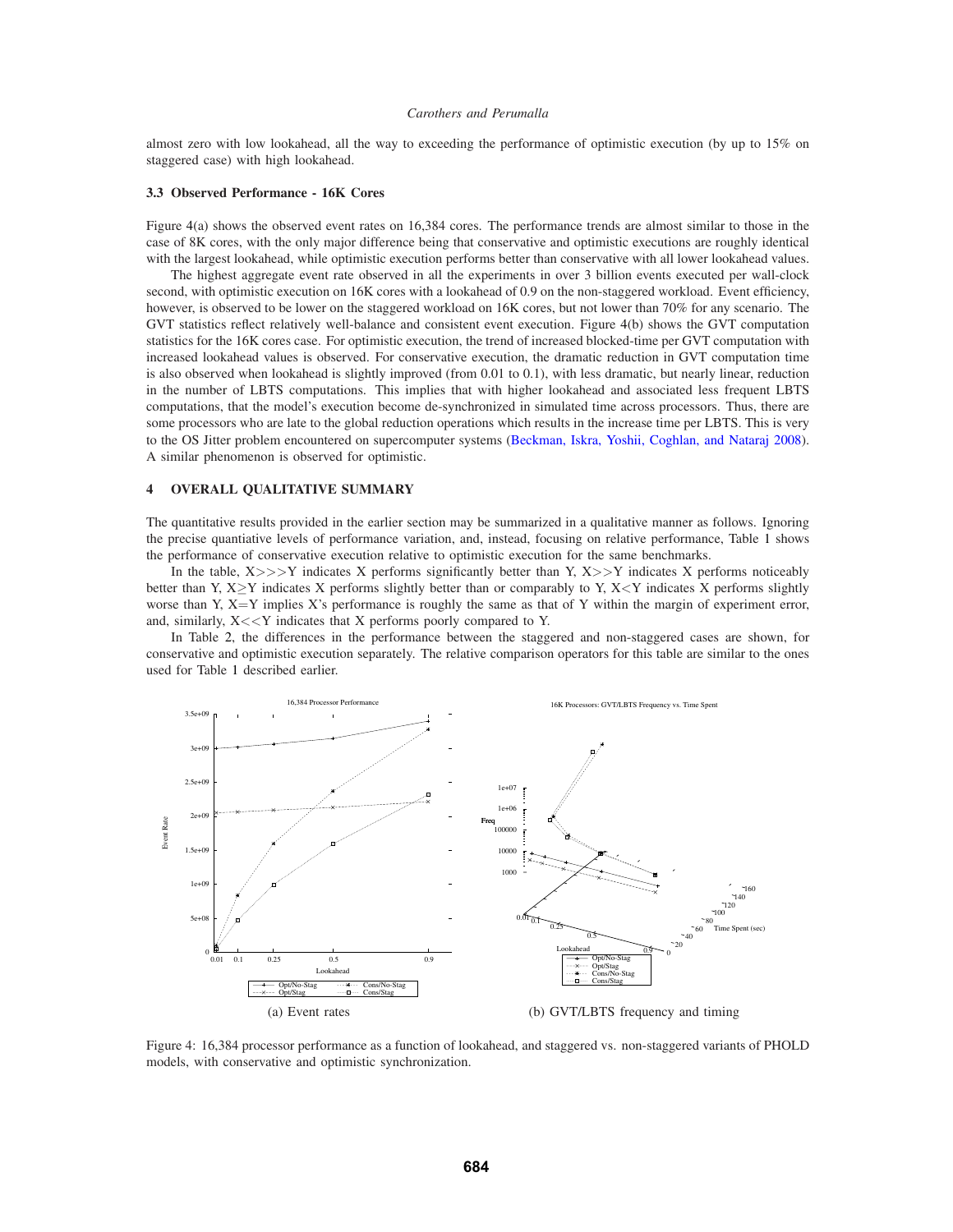almost zero with low lookahead, all the way to exceeding the performance of optimistic execution (by up to 15% on staggered case) with high lookahead.

### 3.3 Observed Performance - 16K Cores

Figure 4(a) shows the observed event rates on 16,384 cores. The performance trends are almost similar to those in the case of 8K cores, with the only major difference being that conservative and optimistic executions are roughly identical with the largest lookahead, while optimistic execution performs better than conservative with all lower lookahead values.

The highest aggregate event rate observed in all the experiments in over 3 billion events executed per wall-clock second, with optimistic execution on 16K cores with a lookahead of 0.9 on the non-staggered workload. Event efficiency, however, is observed to be lower on the staggered workload on 16K cores, but not lower than 70% for any scenario. The GVT statistics reflect relatively well-balance and consistent event execution. Figure 4(b) shows the GVT computation statistics for the 16K cores case. For optimistic execution, the trend of increased blocked-time per GVT computation with increased lookahead values is observed. For conservative execution, the dramatic reduction in GVT computation time is also observed when lookahead is slightly improved (from 0.01 to 0.1), with less dramatic, but nearly linear, reduction in the number of LBTS computations. This implies that with higher lookahead and associated less frequent LBTS computations, that the model's execution become de-synchronized in simulated time across processors. Thus, there are some processors who are late to the global reduction operations which results in the increase time per LBTS. This is very to the OS Jitter problem encountered on supercomputer systems (Beckman, Iskra, Yoshii, Coghlan, and Nataraj 2008). A similar phenomenon is observed for optimistic.

## 4 OVERALL QUALITATIVE SUMMARY

The quantitative results provided in the earlier section may be summarized in a qualitative manner as follows. Ignoring the precise quantiative levels of performance variation, and, instead, focusing on relative performance, Table 1 shows the performance of conservative execution relative to optimistic execution for the same benchmarks.

In the table, X>>>Y indicates X performs significantly better than Y, X>>Y indicates X performs noticeably better than Y, X≥Y indicates X performs slightly better than or comparably to Y, X<Y indicates X performs slightly worse than Y, X=Y implies X's performance is roughly the same as that of Y within the margin of experiment error, and, similarly, X<<Y indicates that X performs poorly compared to Y.

In Table 2, the differences in the performance between the staggered and non-staggered cases are shown, for conservative and optimistic execution separately. The relative comparison operators for this table are similar to the ones used for Table 1 described earlier.

(a) Event rates

(b) GVT/LBTS frequency and timing

Figure 4: 16,384 processor performance as a function of lookahead, and staggered vs. non-staggered variants of PHOLD models, with conservative and optimistic synchronization.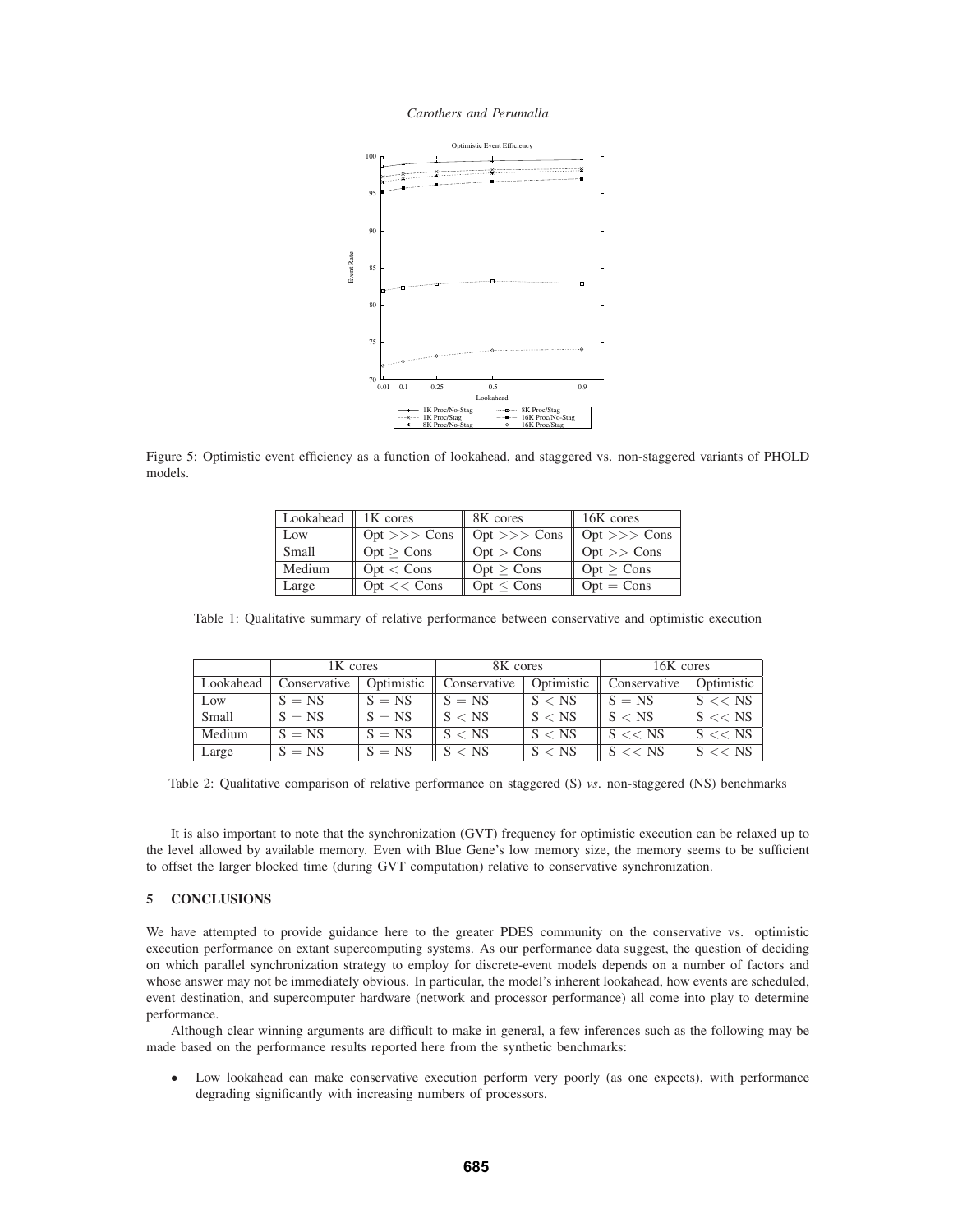Figure 5: Optimistic event efficiency as a function of lookahead, and staggered vs. non-staggered variants of PHOLD models.

| Lookahead | 1K cores | 8K cores | 16K cores |
|---|---|---|---|
| Low | Opt $>>>$ Cons | Opt $>>>$ Cons | Opt $>>>$ Cons |
| Small | Opt $\geq$ Cons | Opt $>$ Cons | Opt $>>$ Cons |
| Medium | Opt $<$ Cons | Opt $\geq$ Cons | Opt $\geq$ Cons |
| Large | Opt $<<$ Cons | Opt $\leq$ Cons | Opt $=$ Cons |

Table 1: Qualitative summary of relative performance between conservative and optimistic execution

| | 1K cores | | 8K cores | | 16K cores | |
|---|---|---|---|---|---|---|
| Lookahead | Conservative | Optimistic | Conservative | Optimistic | Conservative | Optimistic |
| Low | S $=$ NS | S $=$ NS | S $=$ NS | S $<$ NS | S $=$ NS | S $<<$ NS |
| Small | S $=$ NS | S $=$ NS | S $<$ NS | S $<$ NS | S $<$ NS | S $<<$ NS |
| Medium | S $=$ NS | S $=$ NS | S $<$ NS | S $<$ NS | S $<<$ NS | S $<<$ NS |
| Large | S $=$ NS | S $=$ NS | S $<$ NS | S $<$ NS | S $<<$ NS | S $<<$ NS |

Table 2: Qualitative comparison of relative performance on staggered (S) *vs.* non-staggered (NS) benchmarks

It is also important to note that the synchronization (GVT) frequency for optimistic execution can be relaxed up to the level allowed by available memory. Even with Blue Gene's low memory size, the memory seems to be sufficient to offset the larger blocked time (during GVT computation) relative to conservative synchronization.

## 5 CONCLUSIONS

We have attempted to provide guidance here to the greater PDES community on the conservative vs. optimistic execution performance on extant supercomputing systems. As our performance data suggest, the question of deciding on which parallel synchronization strategy to employ for discrete-event models depends on a number of factors and whose answer may not be immediately obvious. In particular, the model's inherent lookahead, how events are scheduled, event destination, and supercomputer hardware (network and processor performance) all come into play to determine performance.

Although clear winning arguments are difficult to make in general, a few inferences such as the following may be made based on the performance results reported here from the synthetic benchmarks:

- Low lookahead can make conservative execution perform very poorly (as one expects), with performance degrading significantly with increasing numbers of processors.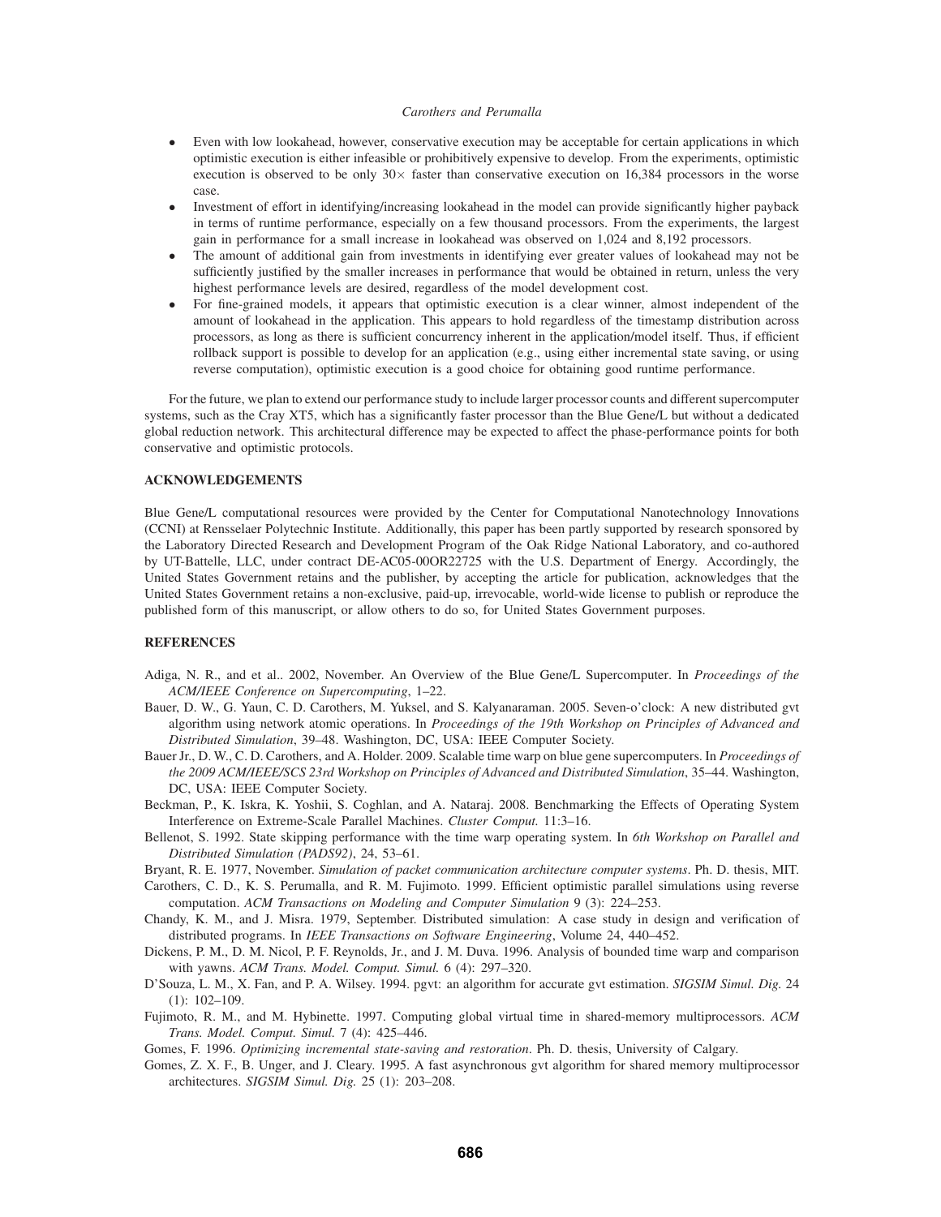- Even with low lookahead, however, conservative execution may be acceptable for certain applications in which optimistic execution is either infeasible or prohibitively expensive to develop. From the experiments, optimistic execution is observed to be only $30\times$ faster than conservative execution on 16,384 processors in the worse case.
- Investment of effort in identifying/increasing lookahead in the model can provide significantly higher payback in terms of runtime performance, especially on a few thousand processors. From the experiments, the largest gain in performance for a small increase in lookahead was observed on 1,024 and 8,192 processors.
- The amount of additional gain from investments in identifying ever greater values of lookahead may not be sufficiently justified by the smaller increases in performance that would be obtained in return, unless the very highest performance levels are desired, regardless of the model development cost.
- For fine-grained models, it appears that optimistic execution is a clear winner, almost independent of the amount of lookahead in the application. This appears to hold regardless of the timestamp distribution across processors, as long as there is sufficient concurrency inherent in the application/model itself. Thus, if efficient rollback support is possible to develop for an application (e.g., using either incremental state saving, or using reverse computation), optimistic execution is a good choice for obtaining good runtime performance.

For the future, we plan to extend our performance study to include larger processor counts and different supercomputer systems, such as the Cray XT5, which has a significantly faster processor than the Blue Gene/L but without a dedicated global reduction network. This architectural difference may be expected to affect the phase-performance points for both conservative and optimistic protocols.

## ACKNOWLEDGEMENTS

Blue Gene/L computational resources were provided by the Center for Computational Nanotechnology Innovations (CCNI) at Rensselaer Polytechnic Institute. Additionally, this paper has been partly supported by research sponsored by the Laboratory Directed Research and Development Program of the Oak Ridge National Laboratory, and co-authored by UT-Battelle, LLC, under contract DE-AC05-00OR22725 with the U.S. Department of Energy. Accordingly, the United States Government retains and the publisher, by accepting the article for publication, acknowledges that the United States Government retains a non-exclusive, paid-up, irrevocable, world-wide license to publish or reproduce the published form of this manuscript, or allow others to do so, for United States Government purposes.

## REFERENCES

Adiga, N. R., and et al.. 2002, November. An Overview of the Blue Gene/L Supercomputer. In *Proceedings of the ACM/IEEE Conference on Supercomputing*, 1–22.

Bauer, D. W., G. Yaun, C. D. Carothers, M. Yuksel, and S. Kalyanaraman. 2005. Seven-o'clock: A new distributed gvt algorithm using network atomic operations. In *Proceedings of the 19th Workshop on Principles of Advanced and Distributed Simulation*, 39–48. Washington, DC, USA: IEEE Computer Society.

Bauer Jr., D. W., C. D. Carothers, and A. Holder. 2009. Scalable time warp on blue gene supercomputers. In *Proceedings of the 2009 ACM/IEEE/SCS 23rd Workshop on Principles of Advanced and Distributed Simulation*, 35–44. Washington, DC, USA: IEEE Computer Society.

Beckman, P., K. Iskra, K. Yoshii, S. Coghlan, and A. Nataraj. 2008. Benchmarking the Effects of Operating System Interference on Extreme-Scale Parallel Machines. *Cluster Comput.* 11:3–16.

Bellenot, S. 1992. State skipping performance with the time warp operating system. In *6th Workshop on Parallel and Distributed Simulation (PADS92)*, 24, 53–61.

Bryant, R. E. 1977, November. *Simulation of packet communication architecture computer systems*. Ph. D. thesis, MIT.

Carothers, C. D., K. S. Perumalla, and R. M. Fujimoto. 1999. Efficient optimistic parallel simulations using reverse computation. *ACM Transactions on Modeling and Computer Simulation* 9 (3): 224–253.

Chandy, K. M., and J. Misra. 1979, September. Distributed simulation: A case study in design and verification of distributed programs. In *IEEE Transactions on Software Engineering*, Volume 24, 440–452.

Dickens, P. M., D. M. Nicol, P. F. Reynolds, Jr., and J. M. Duva. 1996. Analysis of bounded time warp and comparison with yawns. *ACM Trans. Model. Comput. Simul.* 6 (4): 297–320.

D'Souza, L. M., X. Fan, and P. A. Wilsey. 1994. pgvt: an algorithm for accurate gvt estimation. *SIGSIM Simul. Dig.* 24 (1): 102–109.

Fujimoto, R. M., and M. Hybinette. 1997. Computing global virtual time in shared-memory multiprocessors. *ACM Trans. Model. Comput. Simul.* 7 (4): 425–446.

Gomes, F. 1996. *Optimizing incremental state-saving and restoration*. Ph. D. thesis, University of Calgary.

Gomes, Z. X. F., B. Unger, and J. Cleary. 1995. A fast asynchronous gvt algorithm for shared memory multiprocessor architectures. *SIGSIM Simul. Dig.* 25 (1): 203–208.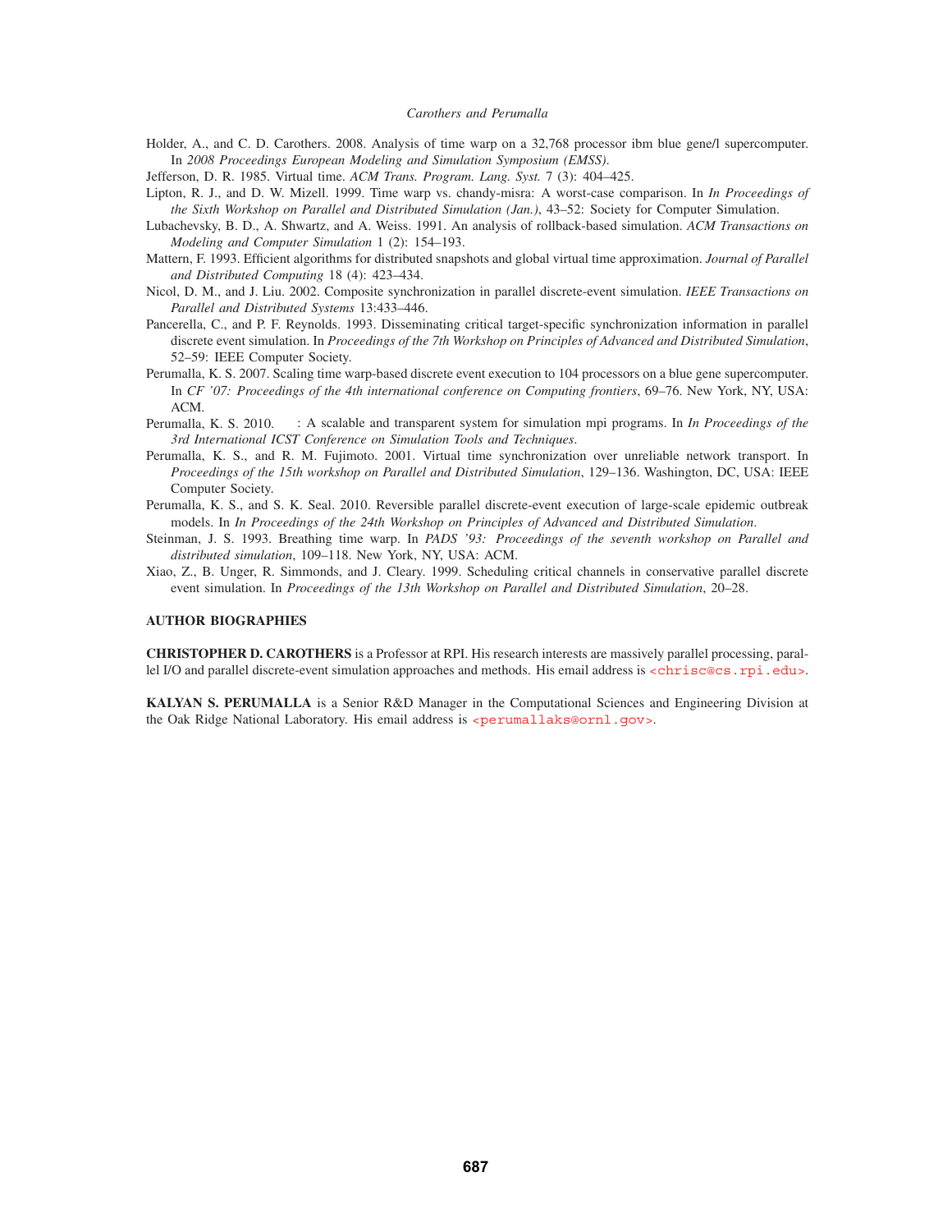Holder, A., and C. D. Carothers. 2008. Analysis of time warp on a 32,768 processor ibm blue gene/l supercomputer. In *2008 Proceedings European Modeling and Simulation Symposium (EMSS)*.

Jefferson, D. R. 1985. Virtual time. *ACM Trans. Program. Lang. Syst.* 7 (3): 404–425.

Lipton, R. J., and D. W. Mizell. 1999. Time warp vs. chandy-misra: A worst-case comparison. In *In Proceedings of the Sixth Workshop on Parallel and Distributed Simulation (Jan.)*, 43–52: Society for Computer Simulation.

Lubachevsky, B. D., A. Shwartz, and A. Weiss. 1991. An analysis of rollback-based simulation. *ACM Transactions on Modeling and Computer Simulation* 1 (2): 154–193.

Mattern, F. 1993. Efficient algorithms for distributed snapshots and global virtual time approximation. *Journal of Parallel and Distributed Computing* 18 (4): 423–434.

Nicol, D. M., and J. Liu. 2002. Composite synchronization in parallel discrete-event simulation. *IEEE Transactions on Parallel and Distributed Systems* 13:433–446.

Pancerella, C., and P. F. Reynolds. 1993. Disseminating critical target-specific synchronization information in parallel discrete event simulation. In *Proceedings of the 7th Workshop on Principles of Advanced and Distributed Simulation*, 52–59: IEEE Computer Society.

Perumalla, K. S. 2007. Scaling time warp-based discrete event execution to 104 processors on a blue gene supercomputer. In *CF '07: Proceedings of the 4th international conference on Computing frontiers*, 69–76. New York, NY, USA: ACM.

Perumalla, K. S. 2010. : A scalable and transparent system for simulation mpi programs. In *In Proceedings of the 3rd International ICST Conference on Simulation Tools and Techniques*.

Perumalla, K. S., and R. M. Fujimoto. 2001. Virtual time synchronization over unreliable network transport. In *Proceedings of the 15th workshop on Parallel and Distributed Simulation*, 129–136. Washington, DC, USA: IEEE Computer Society.

Perumalla, K. S., and S. K. Seal. 2010. Reversible parallel discrete-event execution of large-scale epidemic outbreak models. In *In Proceedings of the 24th Workshop on Principles of Advanced and Distributed Simulation*.

Steinman, J. S. 1993. Breathing time warp. In *PADS '93: Proceedings of the seventh workshop on Parallel and distributed simulation*, 109–118. New York, NY, USA: ACM.

Xiao, Z., B. Unger, R. Simmonds, and J. Cleary. 1999. Scheduling critical channels in conservative parallel discrete event simulation. In *Proceedings of the 13th Workshop on Parallel and Distributed Simulation*, 20–28.

## AUTHOR BIOGRAPHIES

**CHRISTOPHER D. CAROTHERS** is a Professor at RPI. His research interests are massively parallel processing, parallel I/O and parallel discrete-event simulation approaches and methods. His email address is <chrisc@cs.rpi.edu>.

**KALYAN S. PERUMALLA** is a Senior R&D Manager in the Computational Sciences and Engineering Division at the Oak Ridge National Laboratory. His email address is <perumallaks@ornl.gov>.